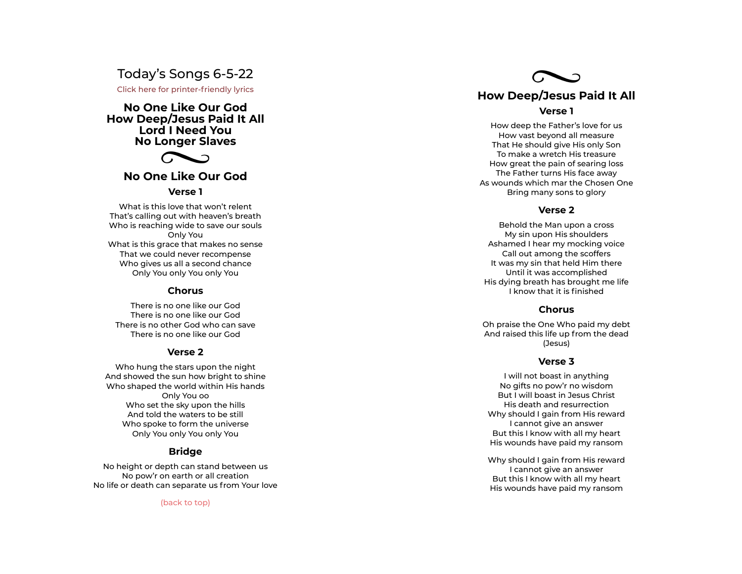# Today's Songs 6-5-22

Click here for printer-friendly lyrics

**No One Like Our God**
**How Deep/Jesus Paid It All**
**Lord I Need You**
**No Longer Slaves**

## No One Like Our God

### Verse 1

What is this love that won't relent
That's calling out with heaven's breath
Who is reaching wide to save our souls
Only You
What is this grace that makes no sense
That we could never recompense
Who gives us all a second chance
Only You only You only You

### Chorus

There is no one like our God
There is no one like our God
There is no other God who can save
There is no one like our God

### Verse 2

Who hung the stars upon the night
And showed the sun how bright to shine
Who shaped the world within His hands
Only You oo
Who set the sky upon the hills
And told the waters to be still
Who spoke to form the universe
Only You only You only You

### Bridge

No height or depth can stand between us
No pow'r on earth or all creation
No life or death can separate us from Your love

(back to top)

## How Deep/Jesus Paid It All

### Verse 1

How deep the Father's love for us
How vast beyond all measure
That He should give His only Son
To make a wretch His treasure
How great the pain of searing loss
The Father turns His face away
As wounds which mar the Chosen One
Bring many sons to glory

### Verse 2

Behold the Man upon a cross
My sin upon His shoulders
Ashamed I hear my mocking voice
Call out among the scoffers
It was my sin that held Him there
Until it was accomplished
His dying breath has brought me life
I know that it is finished

### Chorus

Oh praise the One Who paid my debt
And raised this life up from the dead
(Jesus)

### Verse 3

I will not boast in anything
No gifts no pow'r no wisdom
But I will boast in Jesus Christ
His death and resurrection
Why should I gain from His reward
I cannot give an answer
But this I know with all my heart
His wounds have paid my ransom

Why should I gain from His reward
I cannot give an answer
But this I know with all my heart
His wounds have paid my ransom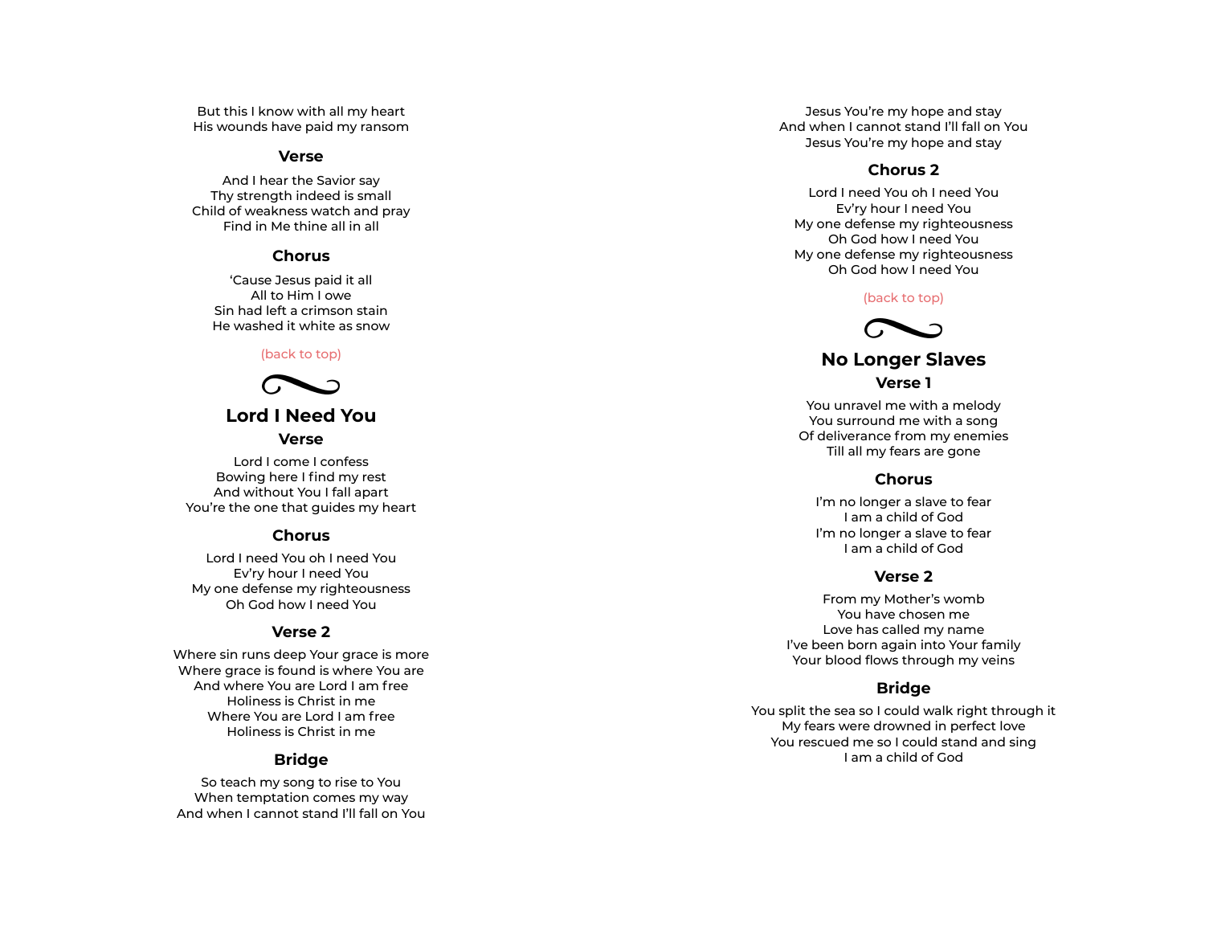But this I know with all my heart
His wounds have paid my ransom

### Verse

And I hear the Savior say
Thy strength indeed is small
Child of weakness watch and pray
Find in Me thine all in all

### Chorus

‘Cause Jesus paid it all
All to Him I owe
Sin had left a crimson stain
He washed it white as snow

(back to top)

## Lord I Need You

### Verse

Lord I come I confess
Bowing here I find my rest
And without You I fall apart
You’re the one that guides my heart

### Chorus

Lord I need You oh I need You
Ev’ry hour I need You
My one defense my righteousness
Oh God how I need You

### Verse 2

Where sin runs deep Your grace is more
Where grace is found is where You are
And where You are Lord I am free
Holiness is Christ in me
Where You are Lord I am free
Holiness is Christ in me

### Bridge

So teach my song to rise to You
When temptation comes my way
And when I cannot stand I’ll fall on You
Jesus You’re my hope and stay
And when I cannot stand I’ll fall on You
Jesus You’re my hope and stay

### Chorus 2

Lord I need You oh I need You
Ev’ry hour I need You
My one defense my righteousness
Oh God how I need You
My one defense my righteousness
Oh God how I need You

(back to top)

## No Longer Slaves

### Verse 1

You unravel me with a melody
You surround me with a song
Of deliverance from my enemies
Till all my fears are gone

### Chorus

I’m no longer a slave to fear
I am a child of God
I’m no longer a slave to fear
I am a child of God

### Verse 2

From my Mother’s womb
You have chosen me
Love has called my name
I’ve been born again into Your family
Your blood flows through my veins

### Bridge

You split the sea so I could walk right through it
My fears were drowned in perfect love
You rescued me so I could stand and sing
I am a child of God